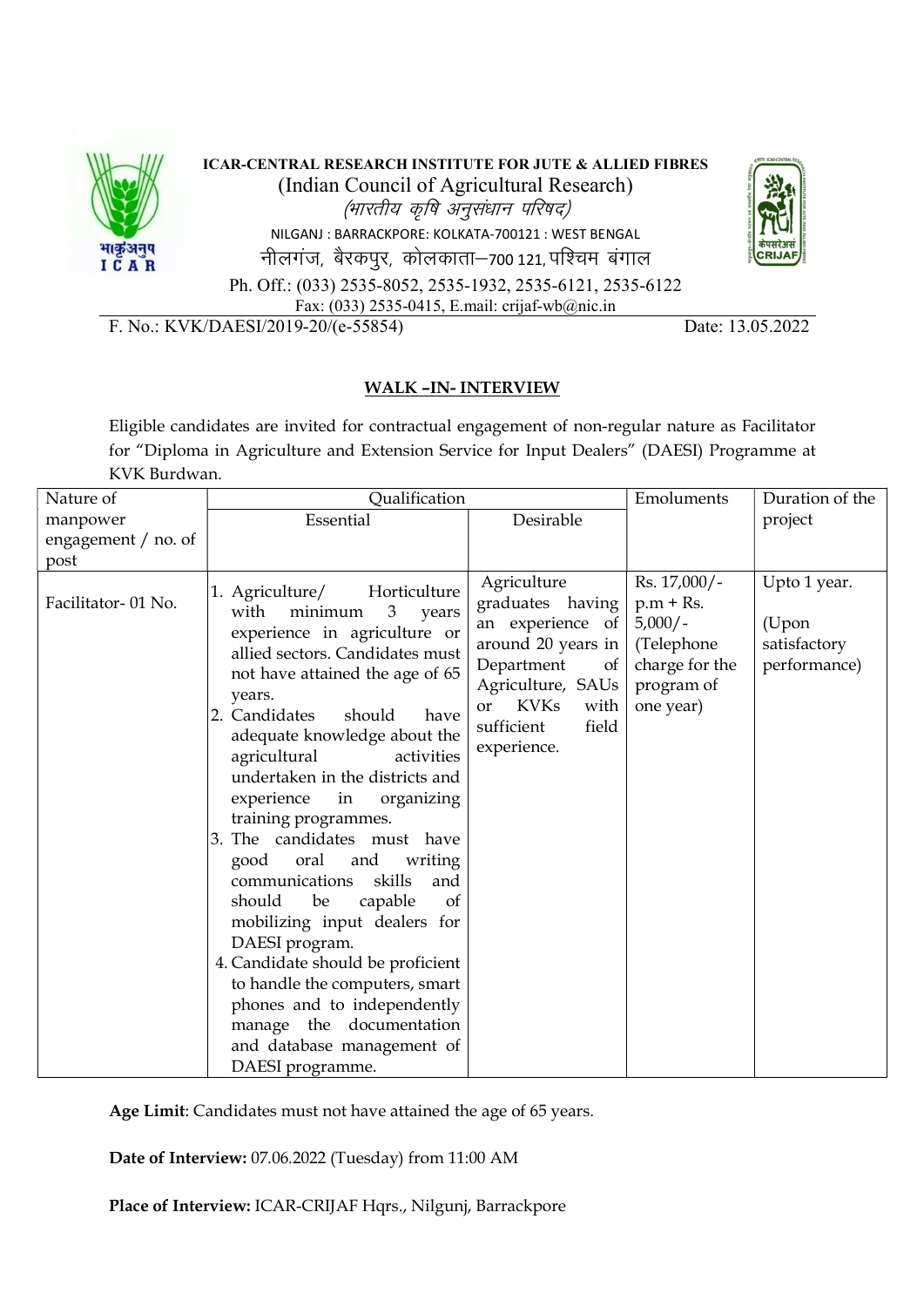**ICAR-CENTRAL RESEARCH INSTITUTE FOR JUTE & ALLIED FIBRES**

(Indian Council of Agricultural Research)

*(भारतीय कृषि अनुसंधान परिषद)*

NILGANJ : BARRACKPORE: KOLKATA-700121 : WEST BENGAL

नीलगंज, बैरकपुर, कोलकाता–700 121, पश्चिम बंगाल

Ph. Off.: (033) 2535-8052, 2535-1932, 2535-6121, 2535-6122

Fax: (033) 2535-0415, E.mail: crijaf-wb@nic.in

F. No.: KVK/DAESI/2019-20/(e-55854) Date: 13.05.2022

## WALK –IN- INTERVIEW

Eligible candidates are invited for contractual engagement of non-regular nature as Facilitator for "Diploma in Agriculture and Extension Service for Input Dealers" (DAESI) Programme at KVK Burdwan.

| Nature of manpower engagement / no. of post | Qualification | | Emoluments | Duration of the project |
|---|---|---|---|---|
| | Essential | Desirable | | |
| Facilitator- 01 No. | 1. Agriculture/ Horticulture with minimum 3 years experience in agriculture or allied sectors. Candidates must not have attained the age of 65 years.<br>2. Candidates should have adequate knowledge about the agricultural activities undertaken in the districts and experience in organizing training programmes.<br>3. The candidates must have good oral and writing communications skills and should be capable of mobilizing input dealers for DAESI program.<br>4. Candidate should be proficient to handle the computers, smart phones and to independently manage the documentation and database management of DAESI programme. | Agriculture graduates having an experience of around 20 years in Department of Agriculture, SAUs or KVKs with sufficient field experience. | Rs. 17,000/- p.m + Rs. 5,000/- (Telephone charge for the program of one year) | Upto 1 year.<br><br>(Upon satisfactory performance) |

**Age Limit**: Candidates must not have attained the age of 65 years.

**Date of Interview:** 07.06.2022 (Tuesday) from 11:00 AM

**Place of Interview:** ICAR-CRIJAF Hqrs., Nilgunj, Barrackpore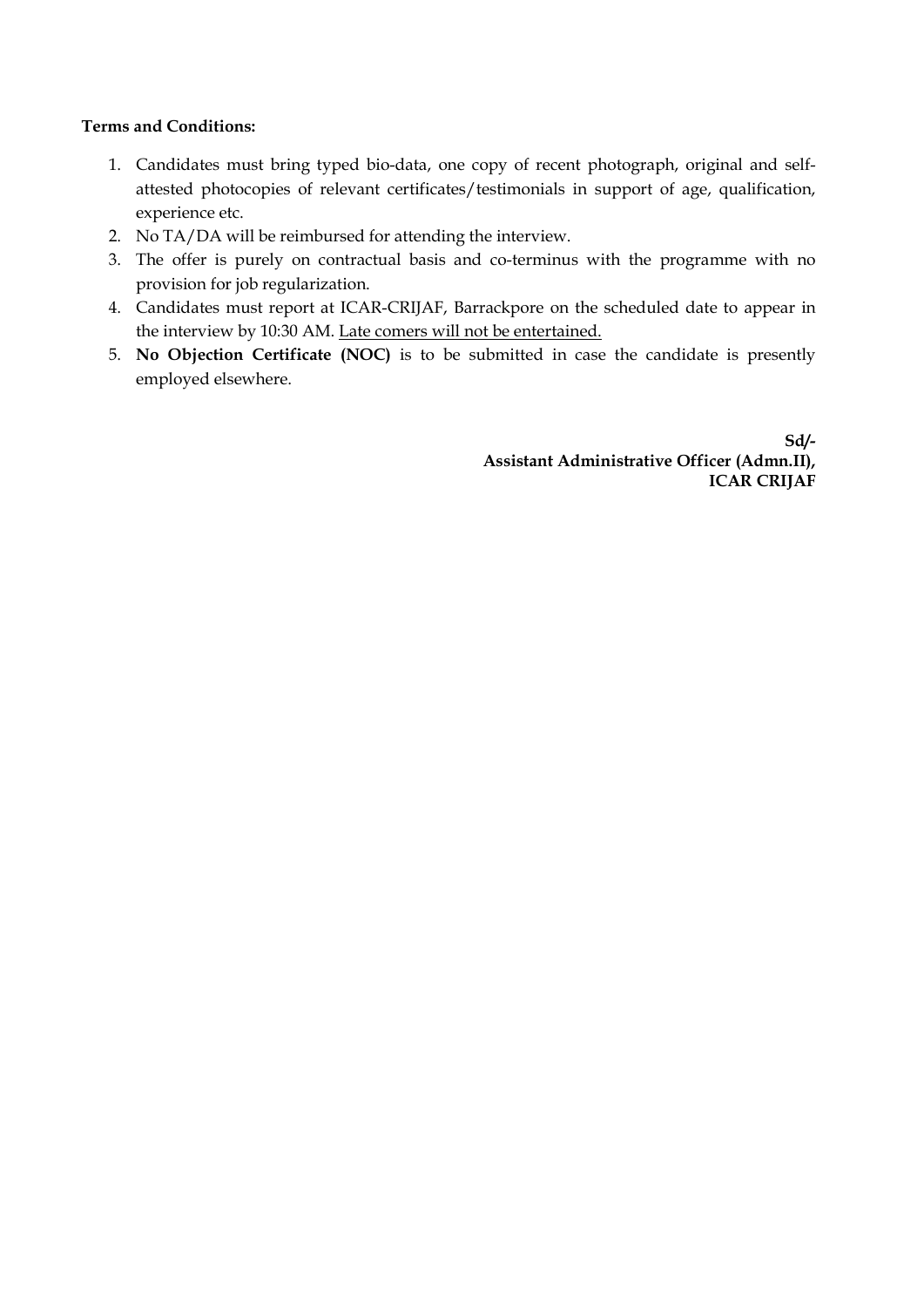**Terms and Conditions:**

1. Candidates must bring typed bio-data, one copy of recent photograph, original and self-attested photocopies of relevant certificates/testimonials in support of age, qualification, experience etc.
2. No TA/DA will be reimbursed for attending the interview.
3. The offer is purely on contractual basis and co-terminus with the programme with no provision for job regularization.
4. Candidates must report at ICAR-CRIJAF, Barrackpore on the scheduled date to appear in the interview by 10:30 AM. <u>Late comers will not be entertained.</u>
5. **No Objection Certificate (NOC)** is to be submitted in case the candidate is presently employed elsewhere.

**Sd/-**
**Assistant Administrative Officer (Admn.II),**
**ICAR CRIJAF**